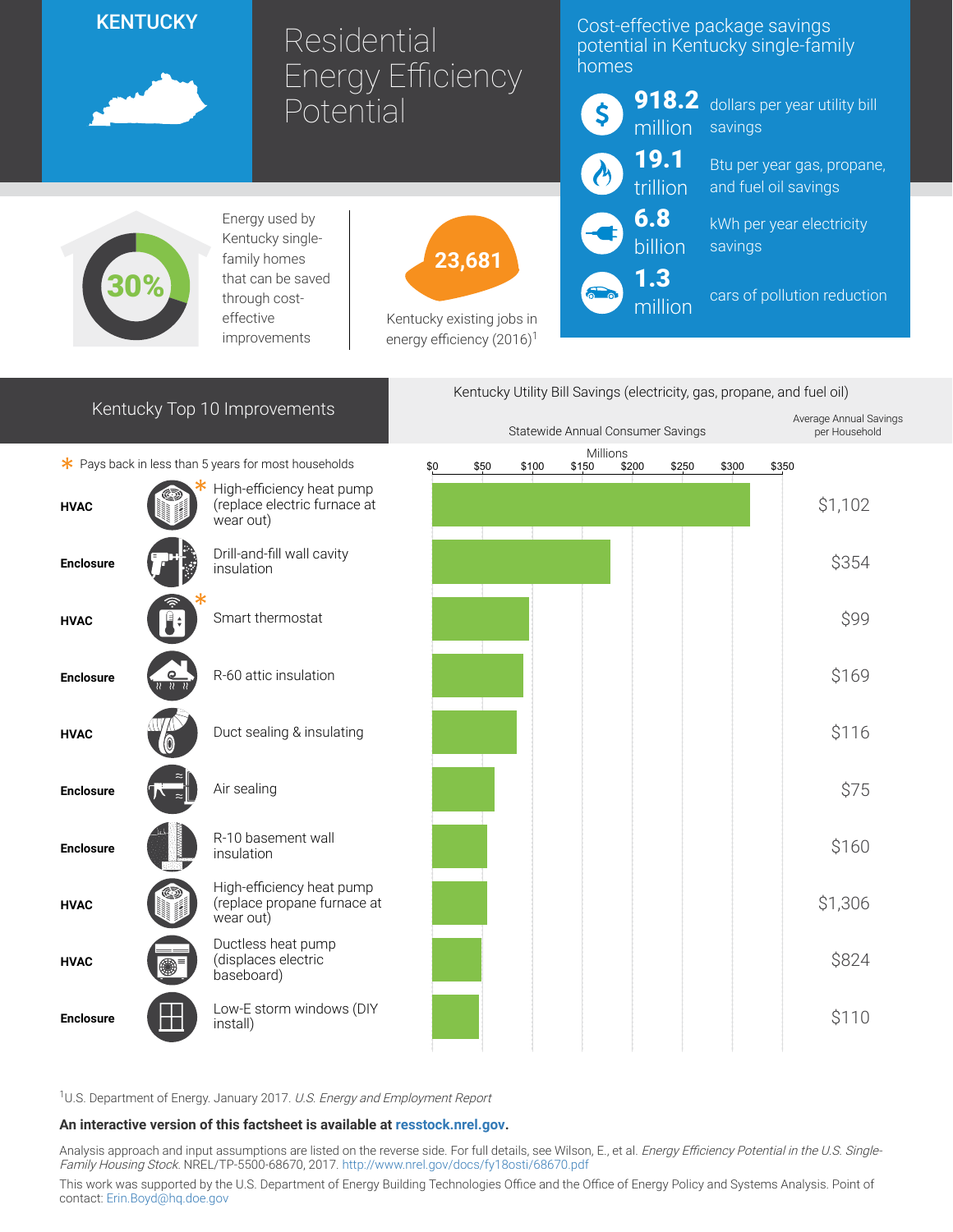# KENTUCKY

# Residential Energy Efficiency Potential

## Cost-effective package savings potential in Kentucky single-family homes

- **918.2** million — dollars per year utility bill savings
- **19.1** trillion — Btu per year gas, propane, and fuel oil savings
- **6.8** billion — kWh per year electricity savings
- **1.3** million — cars of pollution reduction

**30%** — Energy used by Kentucky single-family homes that can be saved through cost-effective improvements

**23,681** — Kentucky existing jobs in energy efficiency (2016)[1]

## Kentucky Top 10 Improvements

\* Pays back in less than 5 years for most households

Kentucky Utility Bill Savings (electricity, gas, propane, and fuel oil)

| Category | Improvement | Average Annual Savings per Household |
|---|---|---|
| HVAC | High-efficiency heat pump (replace electric furnace at wear out) * | $1,102 |
| Enclosure | Drill-and-fill wall cavity insulation | $354 |
| HVAC | Smart thermostat * | $99 |
| Enclosure | R-60 attic insulation | $169 |
| HVAC | Duct sealing & insulating | $116 |
| Enclosure | Air sealing | $75 |
| Enclosure | R-10 basement wall insulation | $160 |
| HVAC | High-efficiency heat pump (replace propane furnace at wear out) | $1,306 |
| HVAC | Ductless heat pump (displaces electric baseboard) | $824 |
| Enclosure | Low-E storm windows (DIY install) | $110 |

[1]U.S. Department of Energy. January 2017. *U.S. Energy and Employment Report*

**An interactive version of this factsheet is available at resstock.nrel.gov.**

Analysis approach and input assumptions are listed on the reverse side. For full details, see Wilson, E., et al. *Energy Efficiency Potential in the U.S. Single-Family Housing Stock.* NREL/TP-5500-68670, 2017. http://www.nrel.gov/docs/fy18osti/68670.pdf

This work was supported by the U.S. Department of Energy Building Technologies Office and the Office of Energy Policy and Systems Analysis. Point of contact: Erin.Boyd@hq.doe.gov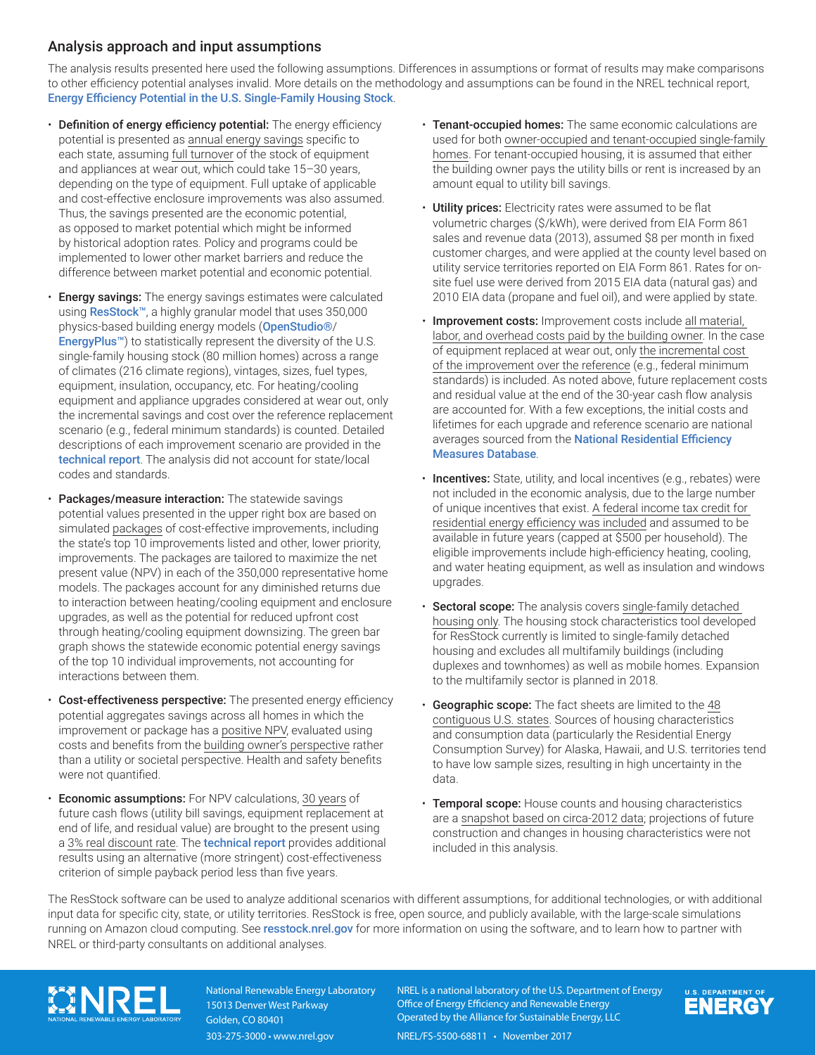## Analysis approach and input assumptions

The analysis results presented here used the following assumptions. Differences in assumptions or format of results may make comparisons to other efficiency potential analyses invalid. More details on the methodology and assumptions can be found in the NREL technical report, Energy Efficiency Potential in the U.S. Single-Family Housing Stock.

- **Definition of energy efficiency potential:** The energy efficiency potential is presented as annual energy savings specific to each state, assuming full turnover of the stock of equipment and appliances at wear out, which could take 15–30 years, depending on the type of equipment. Full uptake of applicable and cost-effective enclosure improvements was also assumed. Thus, the savings presented are the economic potential, as opposed to market potential which might be informed by historical adoption rates. Policy and programs could be implemented to lower other market barriers and reduce the difference between market potential and economic potential.
- **Energy savings:** The energy savings estimates were calculated using ResStock™, a highly granular model that uses 350,000 physics-based building energy models (OpenStudio®/ EnergyPlus™) to statistically represent the diversity of the U.S. single-family housing stock (80 million homes) across a range of climates (216 climate regions), vintages, sizes, fuel types, equipment, insulation, occupancy, etc. For heating/cooling equipment and appliance upgrades considered at wear out, only the incremental savings and cost over the reference replacement scenario (e.g., federal minimum standards) is counted. Detailed descriptions of each improvement scenario are provided in the technical report. The analysis did not account for state/local codes and standards.
- **Packages/measure interaction:** The statewide savings potential values presented in the upper right box are based on simulated packages of cost-effective improvements, including the state's top 10 improvements listed and other, lower priority, improvements. The packages are tailored to maximize the net present value (NPV) in each of the 350,000 representative home models. The packages account for any diminished returns due to interaction between heating/cooling equipment and enclosure upgrades, as well as the potential for reduced upfront cost through heating/cooling equipment downsizing. The green bar graph shows the statewide economic potential energy savings of the top 10 individual improvements, not accounting for interactions between them.
- **Cost-effectiveness perspective:** The presented energy efficiency potential aggregates savings across all homes in which the improvement or package has a positive NPV, evaluated using costs and benefits from the building owner's perspective rather than a utility or societal perspective. Health and safety benefits were not quantified.
- **Economic assumptions:** For NPV calculations, 30 years of future cash flows (utility bill savings, equipment replacement at end of life, and residual value) are brought to the present using a 3% real discount rate. The technical report provides additional results using an alternative (more stringent) cost-effectiveness criterion of simple payback period less than five years.
- **Tenant-occupied homes:** The same economic calculations are used for both owner-occupied and tenant-occupied single-family homes. For tenant-occupied housing, it is assumed that either the building owner pays the utility bills or rent is increased by an amount equal to utility bill savings.
- **Utility prices:** Electricity rates were assumed to be flat volumetric charges ($/kWh), were derived from EIA Form 861 sales and revenue data (2013), assumed $8 per month in fixed customer charges, and were applied at the county level based on utility service territories reported on EIA Form 861. Rates for on-site fuel use were derived from 2015 EIA data (natural gas) and 2010 EIA data (propane and fuel oil), and were applied by state.
- **Improvement costs:** Improvement costs include all material, labor, and overhead costs paid by the building owner. In the case of equipment replaced at wear out, only the incremental cost of the improvement over the reference (e.g., federal minimum standards) is included. As noted above, future replacement costs and residual value at the end of the 30-year cash flow analysis are accounted for. With a few exceptions, the initial costs and lifetimes for each upgrade and reference scenario are national averages sourced from the National Residential Efficiency Measures Database.
- **Incentives:** State, utility, and local incentives (e.g., rebates) were not included in the economic analysis, due to the large number of unique incentives that exist. A federal income tax credit for residential energy efficiency was included and assumed to be available in future years (capped at $500 per household). The eligible improvements include high-efficiency heating, cooling, and water heating equipment, as well as insulation and windows upgrades.
- **Sectoral scope:** The analysis covers single-family detached housing only. The housing stock characteristics tool developed for ResStock currently is limited to single-family detached housing and excludes all multifamily buildings (including duplexes and townhomes) as well as mobile homes. Expansion to the multifamily sector is planned in 2018.
- **Geographic scope:** The fact sheets are limited to the 48 contiguous U.S. states. Sources of housing characteristics and consumption data (particularly the Residential Energy Consumption Survey) for Alaska, Hawaii, and U.S. territories tend to have low sample sizes, resulting in high uncertainty in the data.
- **Temporal scope:** House counts and housing characteristics are a snapshot based on circa-2012 data; projections of future construction and changes in housing characteristics were not included in this analysis.

The ResStock software can be used to analyze additional scenarios with different assumptions, for additional technologies, or with additional input data for specific city, state, or utility territories. ResStock is free, open source, and publicly available, with the large-scale simulations running on Amazon cloud computing. See resstock.nrel.gov for more information on using the software, and to learn how to partner with NREL or third-party consultants on additional analyses.

National Renewable Energy Laboratory
15013 Denver West Parkway
Golden, CO 80401
303-275-3000 • www.nrel.gov

NREL is a national laboratory of the U.S. Department of Energy
Office of Energy Efficiency and Renewable Energy
Operated by the Alliance for Sustainable Energy, LLC

NREL/FS-5500-68811 • November 2017